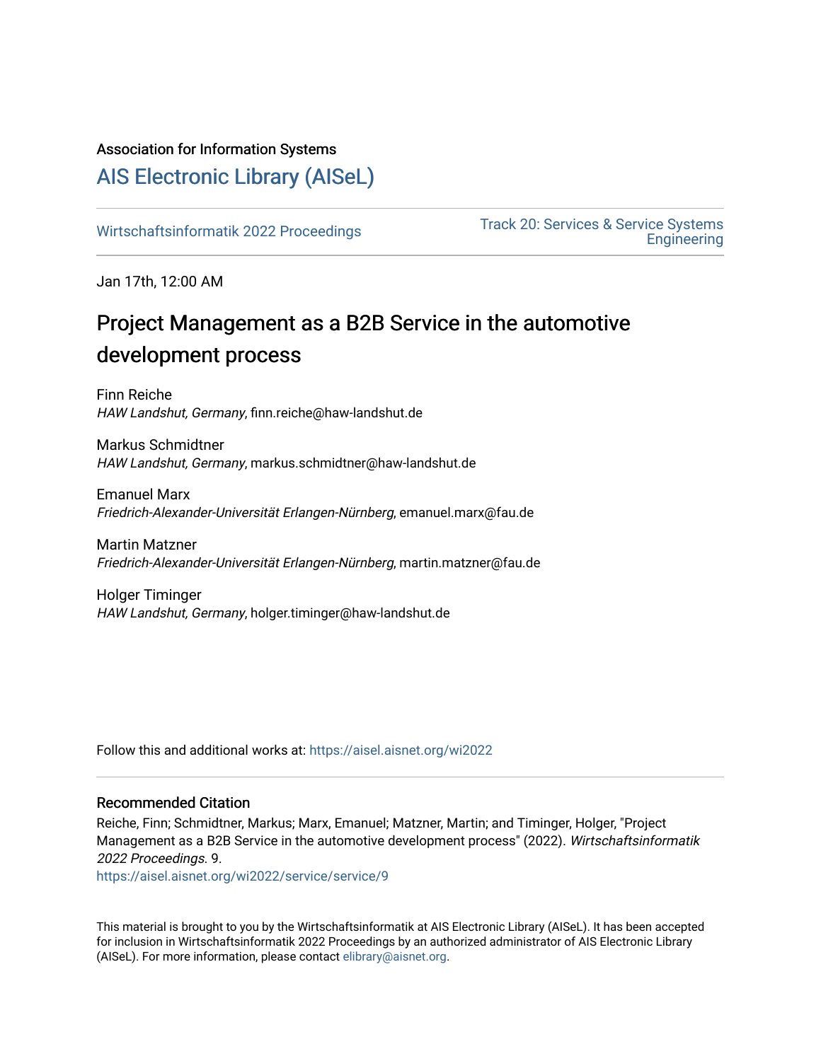Association for Information Systems

# AIS Electronic Library (AISeL)

Wirtschaftsinformatik 2022 Proceedings

Track 20: Services & Service Systems Engineering

Jan 17th, 12:00 AM

## Project Management as a B2B Service in the automotive development process

Finn Reiche
*HAW Landshut, Germany*, finn.reiche@haw-landshut.de

Markus Schmidtner
*HAW Landshut, Germany*, markus.schmidtner@haw-landshut.de

Emanuel Marx
*Friedrich-Alexander-Universität Erlangen-Nürnberg*, emanuel.marx@fau.de

Martin Matzner
*Friedrich-Alexander-Universität Erlangen-Nürnberg*, martin.matzner@fau.de

Holger Timinger
*HAW Landshut, Germany*, holger.timinger@haw-landshut.de

Follow this and additional works at: https://aisel.aisnet.org/wi2022

### Recommended Citation

Reiche, Finn; Schmidtner, Markus; Marx, Emanuel; Matzner, Martin; and Timinger, Holger, "Project Management as a B2B Service in the automotive development process" (2022). *Wirtschaftsinformatik 2022 Proceedings*. 9.
https://aisel.aisnet.org/wi2022/service/service/9

This material is brought to you by the Wirtschaftsinformatik at AIS Electronic Library (AISeL). It has been accepted for inclusion in Wirtschaftsinformatik 2022 Proceedings by an authorized administrator of AIS Electronic Library (AISeL). For more information, please contact elibrary@aisnet.org.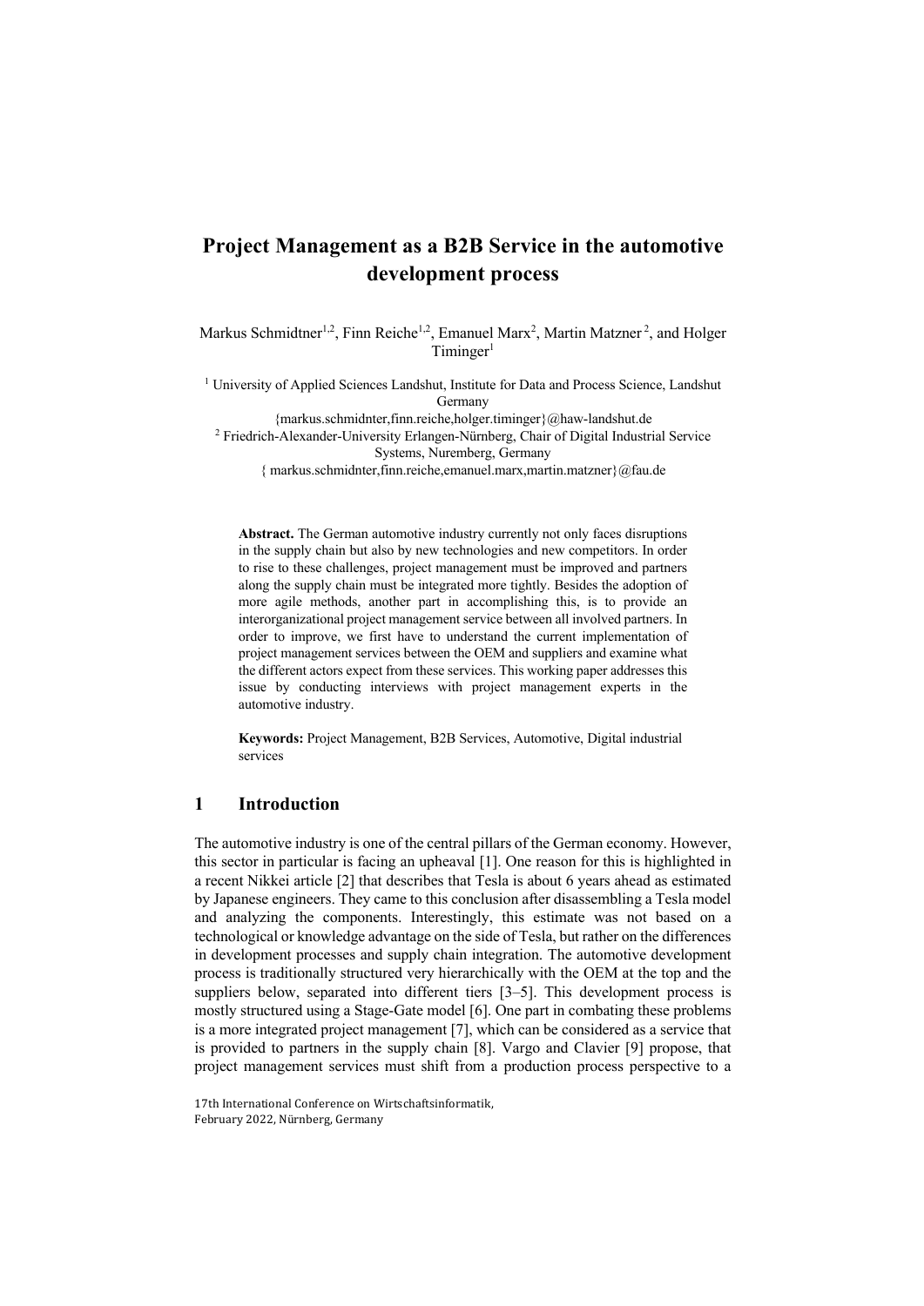# Project Management as a B2B Service in the automotive development process

Markus Schmidtner[1,2], Finn Reiche[1,2], Emanuel Marx[2], Martin Matzner[2], and Holger Timinger[1]

[1] University of Applied Sciences Landshut, Institute for Data and Process Science, Landshut Germany
{markus.schmidnter,finn.reiche,holger.timinger}@haw-landshut.de
[2] Friedrich-Alexander-University Erlangen-Nürnberg, Chair of Digital Industrial Service Systems, Nuremberg, Germany
{ markus.schmidnter,finn.reiche,emanuel.marx,martin.matzner}@fau.de

**Abstract.** The German automotive industry currently not only faces disruptions in the supply chain but also by new technologies and new competitors. In order to rise to these challenges, project management must be improved and partners along the supply chain must be integrated more tightly. Besides the adoption of more agile methods, another part in accomplishing this, is to provide an interorganizational project management service between all involved partners. In order to improve, we first have to understand the current implementation of project management services between the OEM and suppliers and examine what the different actors expect from these services. This working paper addresses this issue by conducting interviews with project management experts in the automotive industry.

**Keywords:** Project Management, B2B Services, Automotive, Digital industrial services

## 1 Introduction

The automotive industry is one of the central pillars of the German economy. However, this sector in particular is facing an upheaval [1]. One reason for this is highlighted in a recent Nikkei article [2] that describes that Tesla is about 6 years ahead as estimated by Japanese engineers. They came to this conclusion after disassembling a Tesla model and analyzing the components. Interestingly, this estimate was not based on a technological or knowledge advantage on the side of Tesla, but rather on the differences in development processes and supply chain integration. The automotive development process is traditionally structured very hierarchically with the OEM at the top and the suppliers below, separated into different tiers [3–5]. This development process is mostly structured using a Stage-Gate model [6]. One part in combating these problems is a more integrated project management [7], which can be considered as a service that is provided to partners in the supply chain [8]. Vargo and Clavier [9] propose, that project management services must shift from a production process perspective to a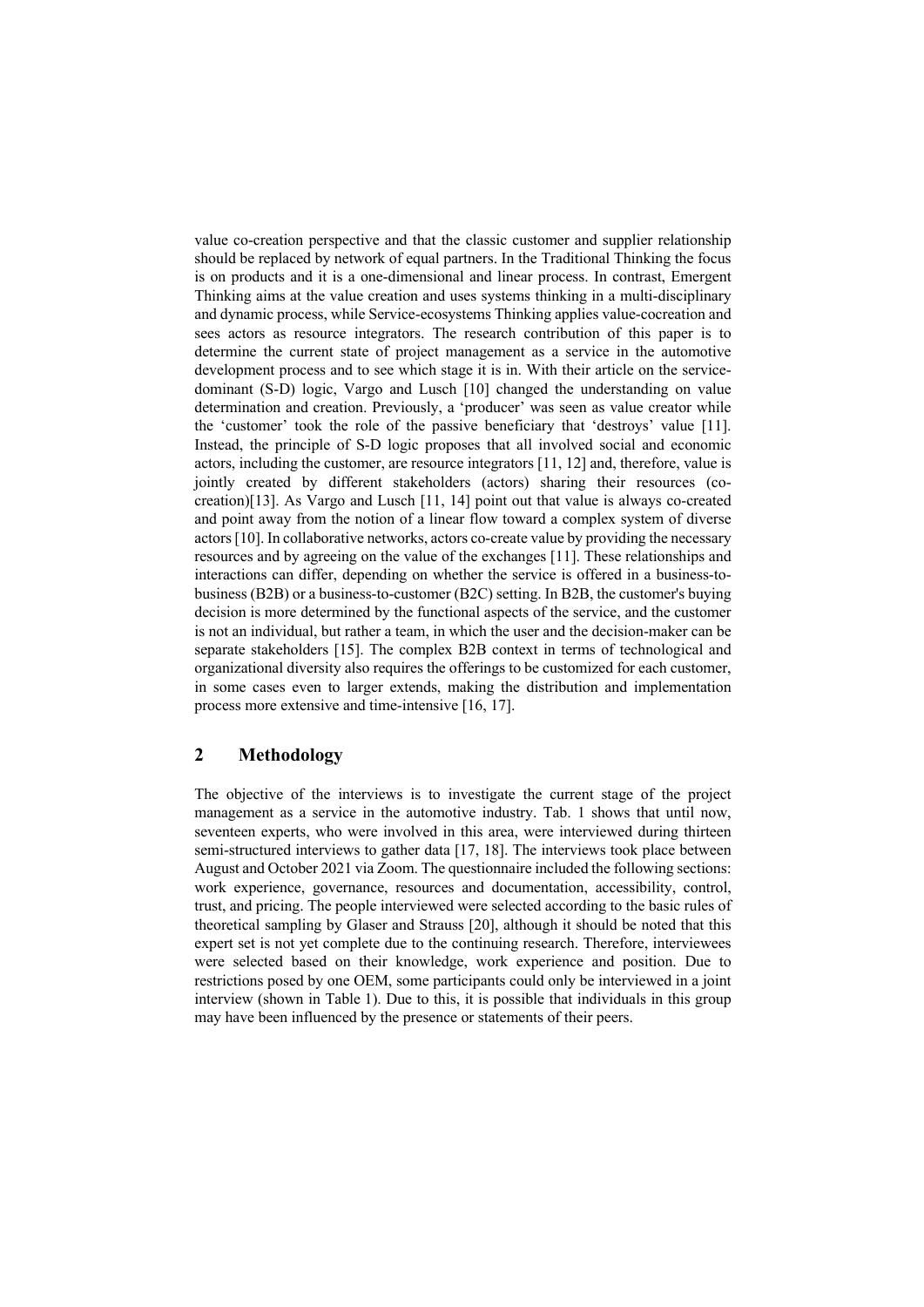value co-creation perspective and that the classic customer and supplier relationship should be replaced by network of equal partners. In the Traditional Thinking the focus is on products and it is a one-dimensional and linear process. In contrast, Emergent Thinking aims at the value creation and uses systems thinking in a multi-disciplinary and dynamic process, while Service-ecosystems Thinking applies value-cocreation and sees actors as resource integrators. The research contribution of this paper is to determine the current state of project management as a service in the automotive development process and to see which stage it is in. With their article on the service-dominant (S-D) logic, Vargo and Lusch [10] changed the understanding on value determination and creation. Previously, a 'producer' was seen as value creator while the 'customer' took the role of the passive beneficiary that 'destroys' value [11]. Instead, the principle of S-D logic proposes that all involved social and economic actors, including the customer, are resource integrators [11, 12] and, therefore, value is jointly created by different stakeholders (actors) sharing their resources (co-creation)[13]. As Vargo and Lusch [11, 14] point out that value is always co-created and point away from the notion of a linear flow toward a complex system of diverse actors [10]. In collaborative networks, actors co-create value by providing the necessary resources and by agreeing on the value of the exchanges [11]. These relationships and interactions can differ, depending on whether the service is offered in a business-to-business (B2B) or a business-to-customer (B2C) setting. In B2B, the customer's buying decision is more determined by the functional aspects of the service, and the customer is not an individual, but rather a team, in which the user and the decision-maker can be separate stakeholders [15]. The complex B2B context in terms of technological and organizational diversity also requires the offerings to be customized for each customer, in some cases even to larger extends, making the distribution and implementation process more extensive and time-intensive [16, 17].

## 2 Methodology

The objective of the interviews is to investigate the current stage of the project management as a service in the automotive industry. Tab. 1 shows that until now, seventeen experts, who were involved in this area, were interviewed during thirteen semi-structured interviews to gather data [17, 18]. The interviews took place between August and October 2021 via Zoom. The questionnaire included the following sections: work experience, governance, resources and documentation, accessibility, control, trust, and pricing. The people interviewed were selected according to the basic rules of theoretical sampling by Glaser and Strauss [20], although it should be noted that this expert set is not yet complete due to the continuing research. Therefore, interviewees were selected based on their knowledge, work experience and position. Due to restrictions posed by one OEM, some participants could only be interviewed in a joint interview (shown in Table 1). Due to this, it is possible that individuals in this group may have been influenced by the presence or statements of their peers.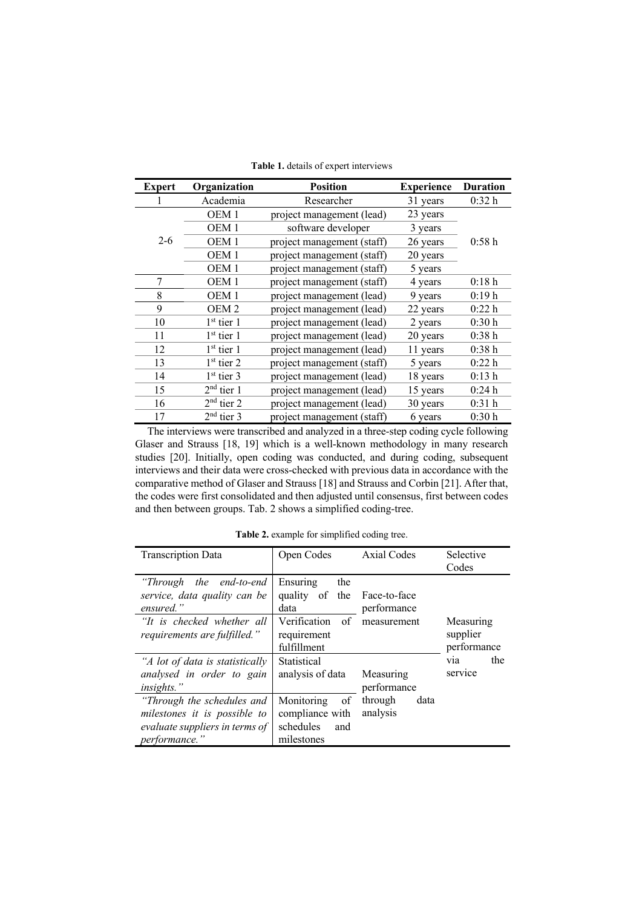**Table 1.** details of expert interviews

| Expert | Organization | Position | Experience | Duration |
|---|---|---|---|---|
| 1 | Academia | Researcher | 31 years | 0:32 h |
| 2-6 | OEM 1 | project management (lead) | 23 years | 0:58 h |
| | OEM 1 | software developer | 3 years | |
| | OEM 1 | project management (staff) | 26 years | |
| | OEM 1 | project management (staff) | 20 years | |
| | OEM 1 | project management (staff) | 5 years | |
| 7 | OEM 1 | project management (staff) | 4 years | 0:18 h |
| 8 | OEM 1 | project management (lead) | 9 years | 0:19 h |
| 9 | OEM 2 | project management (lead) | 22 years | 0:22 h |
| 10 | 1st tier 1 | project management (lead) | 2 years | 0:30 h |
| 11 | 1st tier 1 | project management (lead) | 20 years | 0:38 h |
| 12 | 1st tier 1 | project management (lead) | 11 years | 0:38 h |
| 13 | 1st tier 2 | project management (staff) | 5 years | 0:22 h |
| 14 | 1st tier 3 | project management (lead) | 18 years | 0:13 h |
| 15 | 2nd tier 1 | project management (lead) | 15 years | 0:24 h |
| 16 | 2nd tier 2 | project management (lead) | 30 years | 0:31 h |
| 17 | 2nd tier 3 | project management (staff) | 6 years | 0:30 h |

The interviews were transcribed and analyzed in a three-step coding cycle following Glaser and Strauss [18, 19] which is a well-known methodology in many research studies [20]. Initially, open coding was conducted, and during coding, subsequent interviews and their data were cross-checked with previous data in accordance with the comparative method of Glaser and Strauss [18] and Strauss and Corbin [21]. After that, the codes were first consolidated and then adjusted until consensus, first between codes and then between groups. Tab. 2 shows a simplified coding-tree.

**Table 2.** example for simplified coding tree.

| Transcription Data | Open Codes | Axial Codes | Selective Codes |
|---|---|---|---|
| *"Through the end-to-end service, data quality can be ensured."* | Ensuring the quality of the data | Face-to-face performance measurement | Measuring supplier performance via the service |
| *"It is checked whether all requirements are fulfilled."* | Verification of requirement fulfillment | | |
| *"A lot of data is statistically analysed in order to gain insights."* | Statistical analysis of data | Measuring performance through data analysis | |
| *"Through the schedules and milestones it is possible to evaluate suppliers in terms of performance."* | Monitoring of compliance with schedules and milestones | | |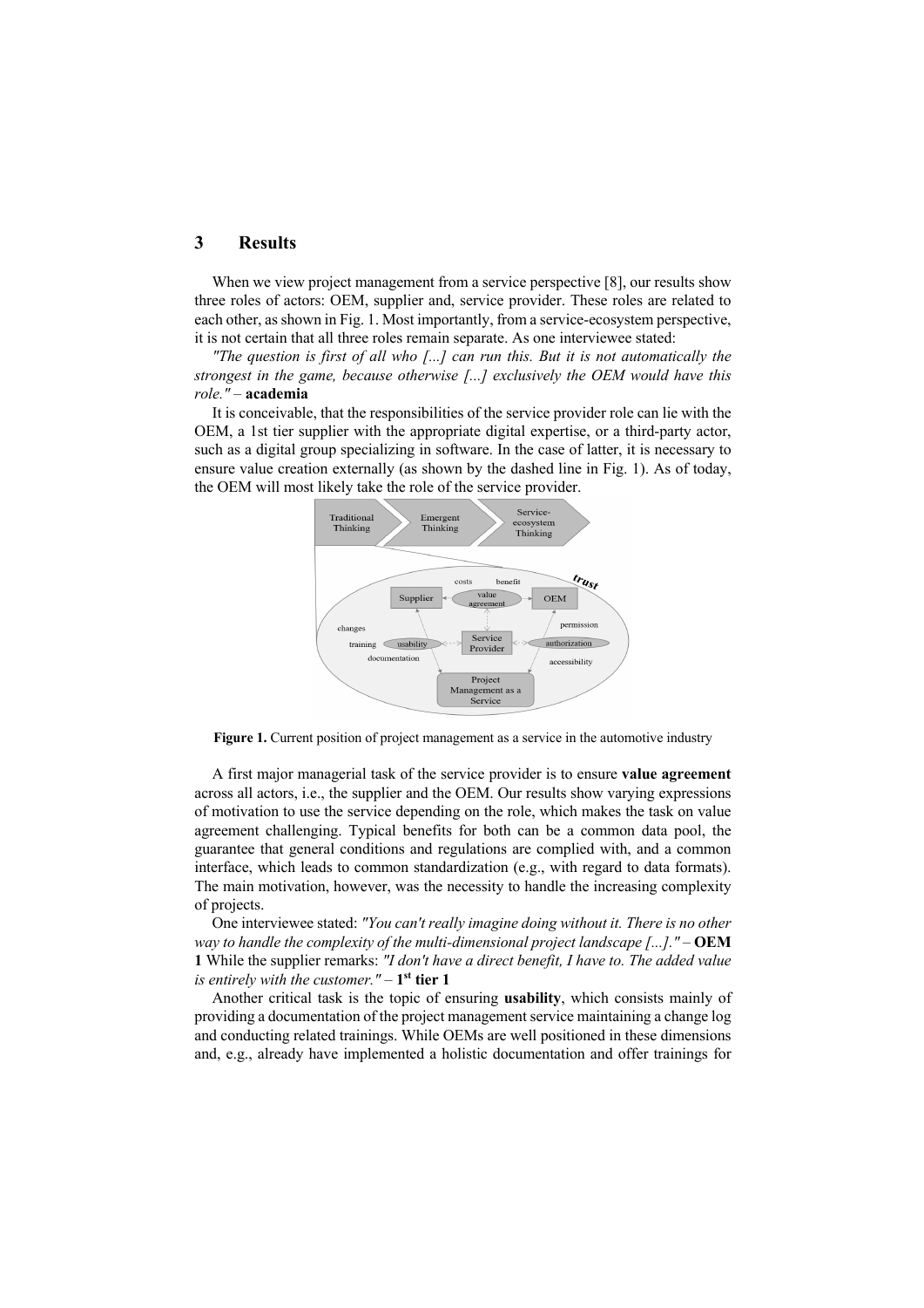## 3 Results

When we view project management from a service perspective [8], our results show three roles of actors: OEM, supplier and, service provider. These roles are related to each other, as shown in Fig. 1. Most importantly, from a service-ecosystem perspective, it is not certain that all three roles remain separate. As one interviewee stated:

*"The question is first of all who [...] can run this. But it is not automatically the strongest in the game, because otherwise [...] exclusively the OEM would have this role."* – **academia**

It is conceivable, that the responsibilities of the service provider role can lie with the OEM, a 1st tier supplier with the appropriate digital expertise, or a third-party actor, such as a digital group specializing in software. In the case of latter, it is necessary to ensure value creation externally (as shown by the dashed line in Fig. 1). As of today, the OEM will most likely take the role of the service provider.

**Figure 1.** Current position of project management as a service in the automotive industry

A first major managerial task of the service provider is to ensure **value agreement** across all actors, i.e., the supplier and the OEM. Our results show varying expressions of motivation to use the service depending on the role, which makes the task on value agreement challenging. Typical benefits for both can be a common data pool, the guarantee that general conditions and regulations are complied with, and a common interface, which leads to common standardization (e.g., with regard to data formats). The main motivation, however, was the necessity to handle the increasing complexity of projects.

One interviewee stated: *"You can't really imagine doing without it. There is no other way to handle the complexity of the multi-dimensional project landscape [...]."* – **OEM 1** While the supplier remarks: *"I don't have a direct benefit, I have to. The added value is entirely with the customer."* – **1st tier 1**

Another critical task is the topic of ensuring **usability**, which consists mainly of providing a documentation of the project management service maintaining a change log and conducting related trainings. While OEMs are well positioned in these dimensions and, e.g., already have implemented a holistic documentation and offer trainings for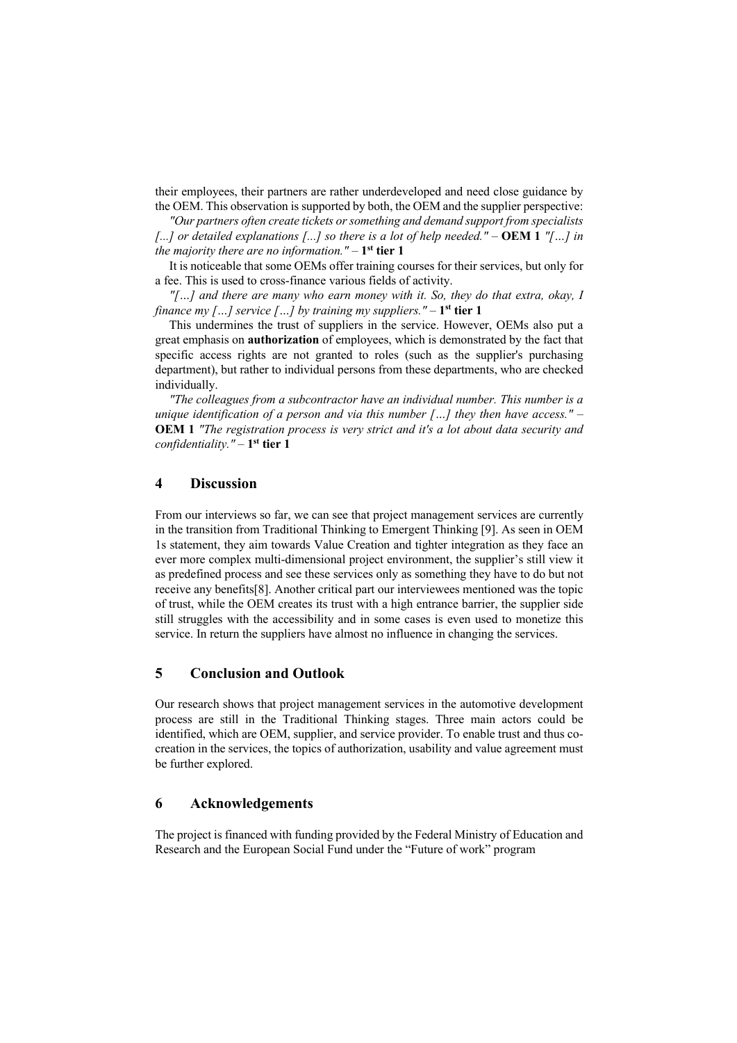their employees, their partners are rather underdeveloped and need close guidance by the OEM. This observation is supported by both, the OEM and the supplier perspective:

*"Our partners often create tickets or something and demand support from specialists [...] or detailed explanations [...] so there is a lot of help needed."* – **OEM 1** *"[…] in the majority there are no information."* – **1st tier 1**

It is noticeable that some OEMs offer training courses for their services, but only for a fee. This is used to cross-finance various fields of activity.

*"[…] and there are many who earn money with it. So, they do that extra, okay, I finance my […] service […] by training my suppliers."* – **1st tier 1**

This undermines the trust of suppliers in the service. However, OEMs also put a great emphasis on **authorization** of employees, which is demonstrated by the fact that specific access rights are not granted to roles (such as the supplier's purchasing department), but rather to individual persons from these departments, who are checked individually.

*"The colleagues from a subcontractor have an individual number. This number is a unique identification of a person and via this number […] they then have access."* – **OEM 1** *"The registration process is very strict and it's a lot about data security and confidentiality."* – **1st tier 1**

## 4 Discussion

From our interviews so far, we can see that project management services are currently in the transition from Traditional Thinking to Emergent Thinking [9]. As seen in OEM 1s statement, they aim towards Value Creation and tighter integration as they face an ever more complex multi-dimensional project environment, the supplier's still view it as predefined process and see these services only as something they have to do but not receive any benefits[8]. Another critical part our interviewees mentioned was the topic of trust, while the OEM creates its trust with a high entrance barrier, the supplier side still struggles with the accessibility and in some cases is even used to monetize this service. In return the suppliers have almost no influence in changing the services.

## 5 Conclusion and Outlook

Our research shows that project management services in the automotive development process are still in the Traditional Thinking stages. Three main actors could be identified, which are OEM, supplier, and service provider. To enable trust and thus co-creation in the services, the topics of authorization, usability and value agreement must be further explored.

## 6 Acknowledgements

The project is financed with funding provided by the Federal Ministry of Education and Research and the European Social Fund under the "Future of work" program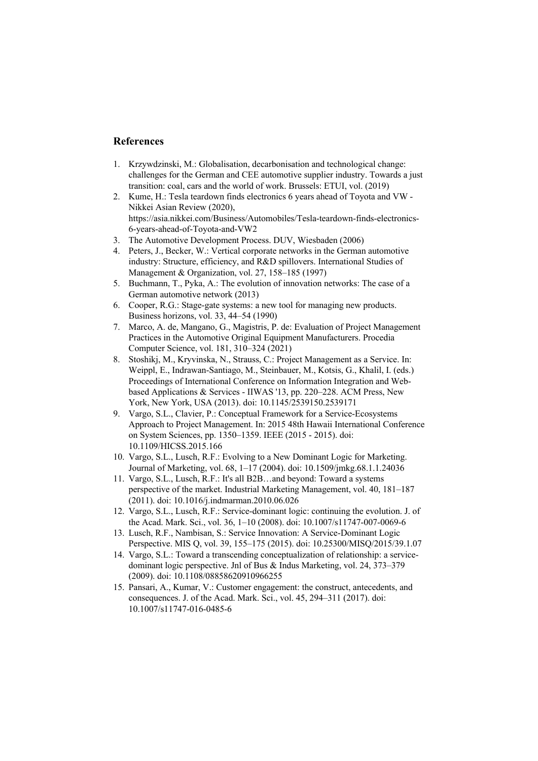## References

1. Krzywdzinski, M.: Globalisation, decarbonisation and technological change: challenges for the German and CEE automotive supplier industry. Towards a just transition: coal, cars and the world of work. Brussels: ETUI, vol. (2019)
2. Kume, H.: Tesla teardown finds electronics 6 years ahead of Toyota and VW - Nikkei Asian Review (2020), https://asia.nikkei.com/Business/Automobiles/Tesla-teardown-finds-electronics-6-years-ahead-of-Toyota-and-VW2
3. The Automotive Development Process. DUV, Wiesbaden (2006)
4. Peters, J., Becker, W.: Vertical corporate networks in the German automotive industry: Structure, efficiency, and R&D spillovers. International Studies of Management & Organization, vol. 27, 158–185 (1997)
5. Buchmann, T., Pyka, A.: The evolution of innovation networks: The case of a German automotive network (2013)
6. Cooper, R.G.: Stage-gate systems: a new tool for managing new products. Business horizons, vol. 33, 44–54 (1990)
7. Marco, A. de, Mangano, G., Magistris, P. de: Evaluation of Project Management Practices in the Automotive Original Equipment Manufacturers. Procedia Computer Science, vol. 181, 310–324 (2021)
8. Stoshikj, M., Kryvinska, N., Strauss, C.: Project Management as a Service. In: Weippl, E., Indrawan-Santiago, M., Steinbauer, M., Kotsis, G., Khalil, I. (eds.) Proceedings of International Conference on Information Integration and Web-based Applications & Services - IIWAS '13, pp. 220–228. ACM Press, New York, New York, USA (2013). doi: 10.1145/2539150.2539171
9. Vargo, S.L., Clavier, P.: Conceptual Framework for a Service-Ecosystems Approach to Project Management. In: 2015 48th Hawaii International Conference on System Sciences, pp. 1350–1359. IEEE (2015 - 2015). doi: 10.1109/HICSS.2015.166
10. Vargo, S.L., Lusch, R.F.: Evolving to a New Dominant Logic for Marketing. Journal of Marketing, vol. 68, 1–17 (2004). doi: 10.1509/jmkg.68.1.1.24036
11. Vargo, S.L., Lusch, R.F.: It's all B2B…and beyond: Toward a systems perspective of the market. Industrial Marketing Management, vol. 40, 181–187 (2011). doi: 10.1016/j.indmarman.2010.06.026
12. Vargo, S.L., Lusch, R.F.: Service-dominant logic: continuing the evolution. J. of the Acad. Mark. Sci., vol. 36, 1–10 (2008). doi: 10.1007/s11747-007-0069-6
13. Lusch, R.F., Nambisan, S.: Service Innovation: A Service-Dominant Logic Perspective. MIS Q, vol. 39, 155–175 (2015). doi: 10.25300/MISQ/2015/39.1.07
14. Vargo, S.L.: Toward a transcending conceptualization of relationship: a service-dominant logic perspective. Jnl of Bus & Indus Marketing, vol. 24, 373–379 (2009). doi: 10.1108/08858620910966255
15. Pansari, A., Kumar, V.: Customer engagement: the construct, antecedents, and consequences. J. of the Acad. Mark. Sci., vol. 45, 294–311 (2017). doi: 10.1007/s11747-016-0485-6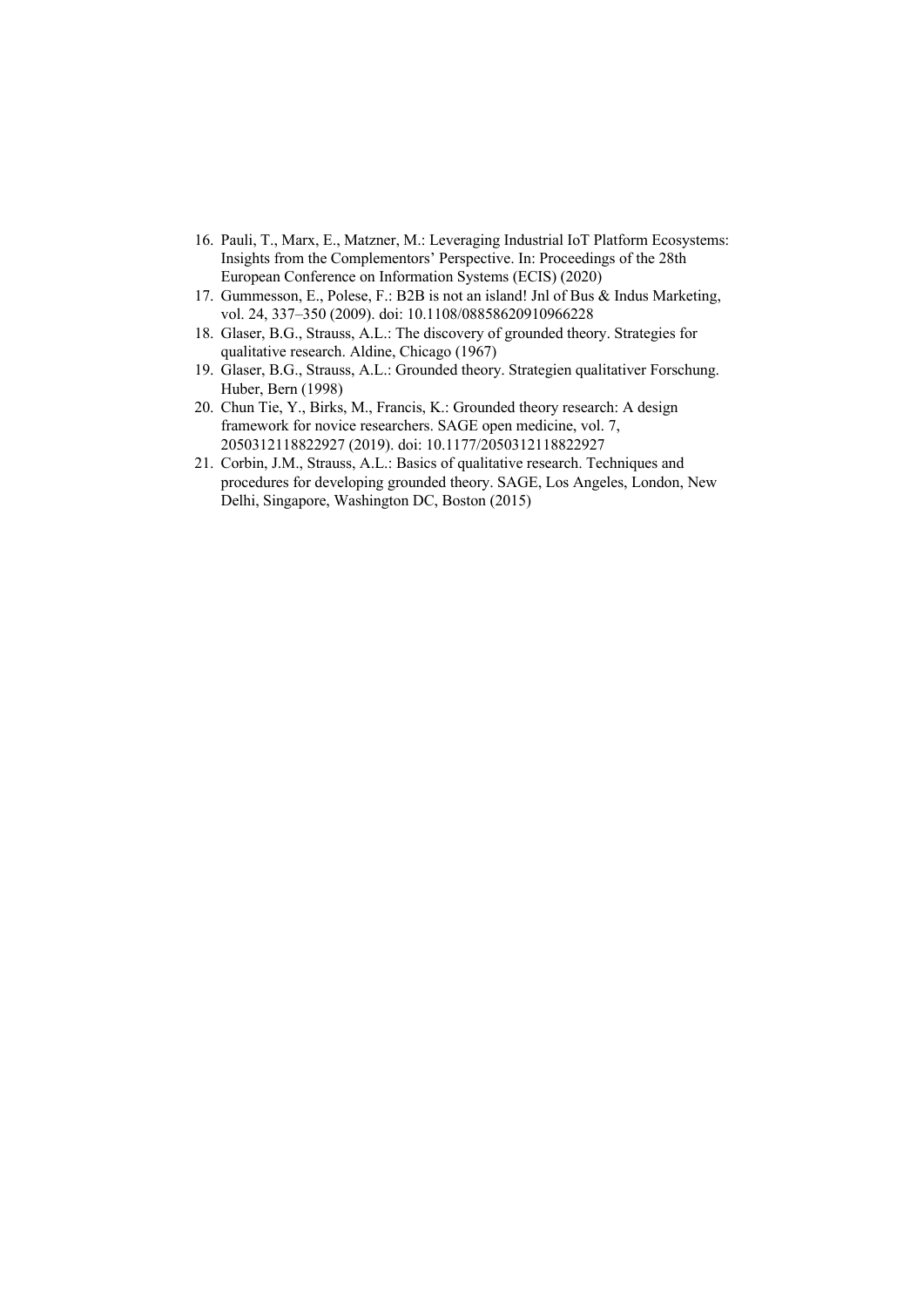16. Pauli, T., Marx, E., Matzner, M.: Leveraging Industrial IoT Platform Ecosystems: Insights from the Complementors' Perspective. In: Proceedings of the 28th European Conference on Information Systems (ECIS) (2020)
17. Gummesson, E., Polese, F.: B2B is not an island! Jnl of Bus & Indus Marketing, vol. 24, 337–350 (2009). doi: 10.1108/08858620910966228
18. Glaser, B.G., Strauss, A.L.: The discovery of grounded theory. Strategies for qualitative research. Aldine, Chicago (1967)
19. Glaser, B.G., Strauss, A.L.: Grounded theory. Strategien qualitativer Forschung. Huber, Bern (1998)
20. Chun Tie, Y., Birks, M., Francis, K.: Grounded theory research: A design framework for novice researchers. SAGE open medicine, vol. 7, 2050312118822927 (2019). doi: 10.1177/2050312118822927
21. Corbin, J.M., Strauss, A.L.: Basics of qualitative research. Techniques and procedures for developing grounded theory. SAGE, Los Angeles, London, New Delhi, Singapore, Washington DC, Boston (2015)